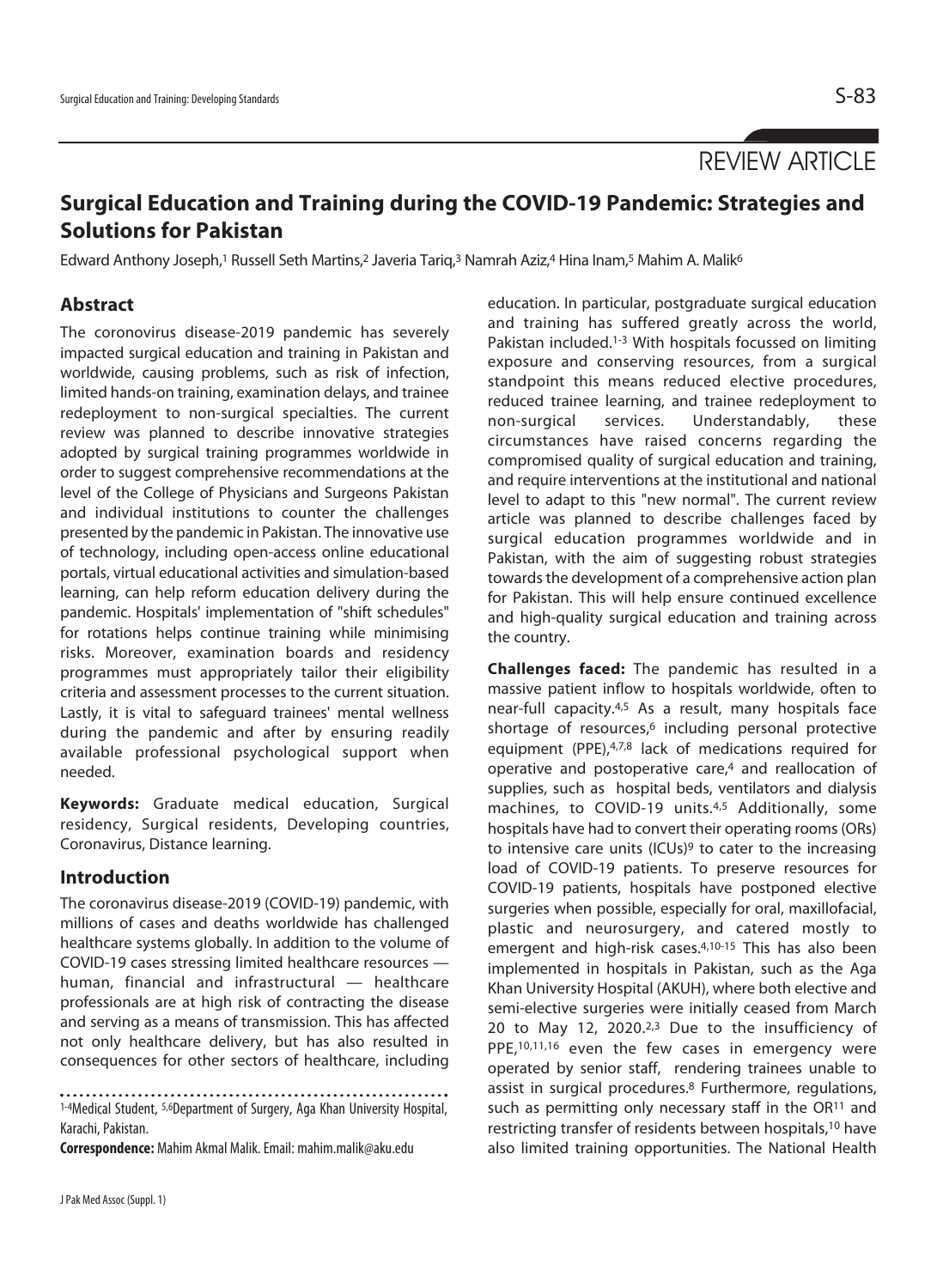REVIEW ARTICLE

# Surgical Education and Training during the COVID-19 Pandemic: Strategies and Solutions for Pakistan

Edward Anthony Joseph,[1] Russell Seth Martins,[2] Javeria Tariq,[3] Namrah Aziz,[4] Hina Inam,[5] Mahim A. Malik[6]

## Abstract

The coronovirus disease-2019 pandemic has severely impacted surgical education and training in Pakistan and worldwide, causing problems, such as risk of infection, limited hands-on training, examination delays, and trainee redeployment to non-surgical specialties. The current review was planned to describe innovative strategies adopted by surgical training programmes worldwide in order to suggest comprehensive recommendations at the level of the College of Physicians and Surgeons Pakistan and individual institutions to counter the challenges presented by the pandemic in Pakistan. The innovative use of technology, including open-access online educational portals, virtual educational activities and simulation-based learning, can help reform education delivery during the pandemic. Hospitals' implementation of "shift schedules" for rotations helps continue training while minimising risks. Moreover, examination boards and residency programmes must appropriately tailor their eligibility criteria and assessment processes to the current situation. Lastly, it is vital to safeguard trainees' mental wellness during the pandemic and after by ensuring readily available professional psychological support when needed.

**Keywords:** Graduate medical education, Surgical residency, Surgical residents, Developing countries, Coronavirus, Distance learning.

## Introduction

The coronavirus disease-2019 (COVID-19) pandemic, with millions of cases and deaths worldwide has challenged healthcare systems globally. In addition to the volume of COVID-19 cases stressing limited healthcare resources — human, financial and infrastructural — healthcare professionals are at high risk of contracting the disease and serving as a means of transmission. This has affected not only healthcare delivery, but has also resulted in consequences for other sectors of healthcare, including education. In particular, postgraduate surgical education and training has suffered greatly across the world, Pakistan included.[1-3] With hospitals focussed on limiting exposure and conserving resources, from a surgical standpoint this means reduced elective procedures, reduced trainee learning, and trainee redeployment to non-surgical services. Understandably, these circumstances have raised concerns regarding the compromised quality of surgical education and training, and require interventions at the institutional and national level to adapt to this "new normal". The current review article was planned to describe challenges faced by surgical education programmes worldwide and in Pakistan, with the aim of suggesting robust strategies towards the development of a comprehensive action plan for Pakistan. This will help ensure continued excellence and high-quality surgical education and training across the country.

**Challenges faced:** The pandemic has resulted in a massive patient inflow to hospitals worldwide, often to near-full capacity.[4,5] As a result, many hospitals face shortage of resources,[6] including personal protective equipment (PPE),[4,7,8] lack of medications required for operative and postoperative care,[4] and reallocation of supplies, such as hospital beds, ventilators and dialysis machines, to COVID-19 units.[4,5] Additionally, some hospitals have had to convert their operating rooms (ORs) to intensive care units (ICUs)[9] to cater to the increasing load of COVID-19 patients. To preserve resources for COVID-19 patients, hospitals have postponed elective surgeries when possible, especially for oral, maxillofacial, plastic and neurosurgery, and catered mostly to emergent and high-risk cases.[4,10-15] This has also been implemented in hospitals in Pakistan, such as the Aga Khan University Hospital (AKUH), where both elective and semi-elective surgeries were initially ceased from March 20 to May 12, 2020.[2,3] Due to the insufficiency of PPE,[10,11,16] even the few cases in emergency were operated by senior staff, rendering trainees unable to assist in surgical procedures.[8] Furthermore, regulations, such as permitting only necessary staff in the OR[11] and restricting transfer of residents between hospitals,[10] have also limited training opportunities. The National Health

[1-4]Medical Student, [5,6]Department of Surgery, Aga Khan University Hospital, Karachi, Pakistan.

**Correspondence:** Mahim Akmal Malik. Email: mahim.malik@aku.edu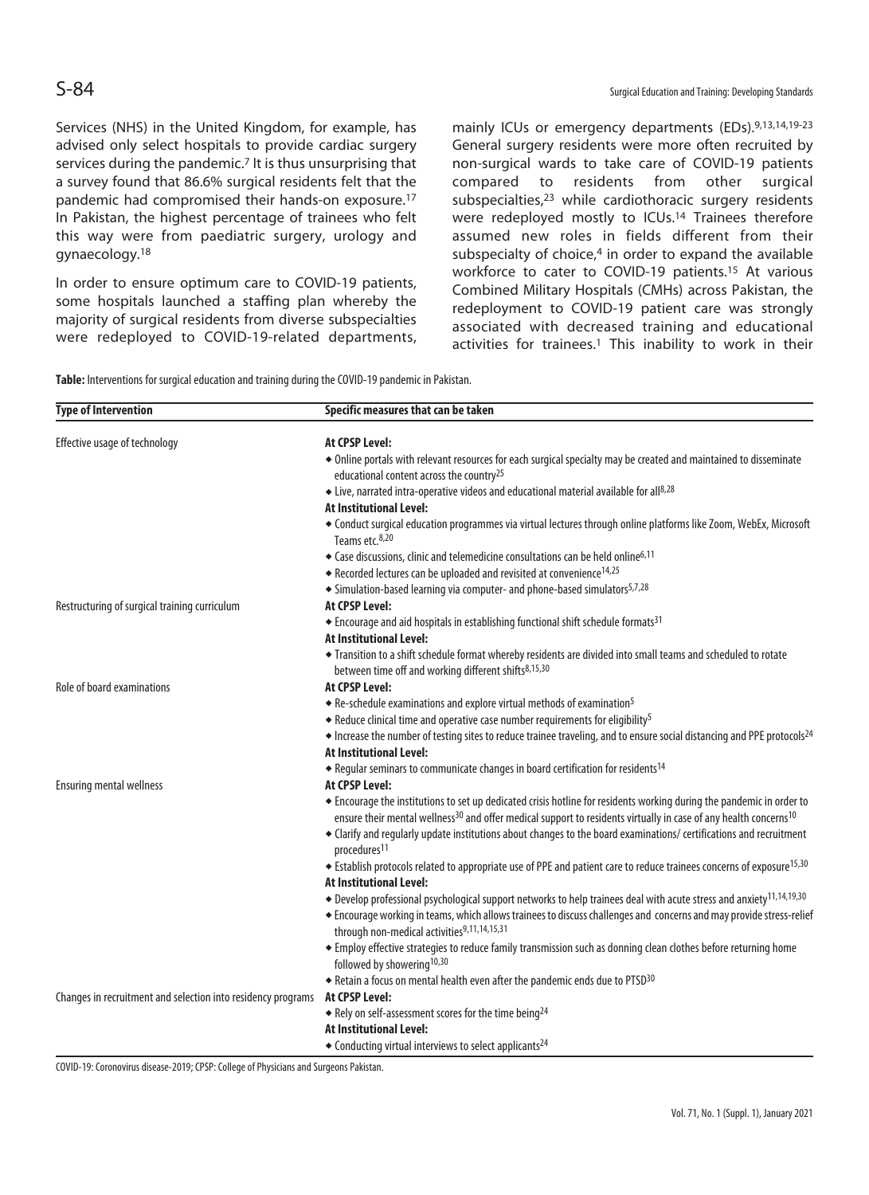Services (NHS) in the United Kingdom, for example, has advised only select hospitals to provide cardiac surgery services during the pandemic.[7] It is thus unsurprising that a survey found that 86.6% surgical residents felt that the pandemic had compromised their hands-on exposure.[17] In Pakistan, the highest percentage of trainees who felt this way were from paediatric surgery, urology and gynaecology.[18]

In order to ensure optimum care to COVID-19 patients, some hospitals launched a staffing plan whereby the majority of surgical residents from diverse subspecialties were redeployed to COVID-19-related departments, mainly ICUs or emergency departments (EDs).[9,13,14,19-23] General surgery residents were more often recruited by non-surgical wards to take care of COVID-19 patients compared to residents from other surgical subspecialties,[23] while cardiothoracic surgery residents were redeployed mostly to ICUs.[14] Trainees therefore assumed new roles in fields different from their subspecialty of choice,[4] in order to expand the available workforce to cater to COVID-19 patients.[15] At various Combined Military Hospitals (CMHs) across Pakistan, the redeployment to COVID-19 patient care was strongly associated with decreased training and educational activities for trainees.[1] This inability to work in their

**Table:** Interventions for surgical education and training during the COVID-19 pandemic in Pakistan.

| Type of Intervention | Specific measures that can be taken |
|---|---|
| Effective usage of technology | **At CPSP Level:** |
| | ◆ Online portals with relevant resources for each surgical specialty may be created and maintained to disseminate educational content across the country[25] |
| | ◆ Live, narrated intra-operative videos and educational material available for all[8,28] |
| | **At Institutional Level:** |
| | ◆ Conduct surgical education programmes via virtual lectures through online platforms like Zoom, WebEx, Microsoft Teams etc.[8,20] |
| | ◆ Case discussions, clinic and telemedicine consultations can be held online[6,11] |
| | ◆ Recorded lectures can be uploaded and revisited at convenience[14,25] |
| | ◆ Simulation-based learning via computer- and phone-based simulators[5,7,28] |
| Restructuring of surgical training curriculum | **At CPSP Level:** |
| | ◆ Encourage and aid hospitals in establishing functional shift schedule formats[31] |
| | **At Institutional Level:** |
| | ◆ Transition to a shift schedule format whereby residents are divided into small teams and scheduled to rotate between time off and working different shifts[8,15,30] |
| Role of board examinations | **At CPSP Level:** |
| | ◆ Re-schedule examinations and explore virtual methods of examination[5] |
| | ◆ Reduce clinical time and operative case number requirements for eligibility[5] |
| | ◆ Increase the number of testing sites to reduce trainee traveling, and to ensure social distancing and PPE protocols[24] |
| | **At Institutional Level:** |
| | ◆ Regular seminars to communicate changes in board certification for residents[14] |
| Ensuring mental wellness | **At CPSP Level:** |
| | ◆ Encourage the institutions to set up dedicated crisis hotline for residents working during the pandemic in order to ensure their mental wellness[30] and offer medical support to residents virtually in case of any health concerns[10] |
| | ◆ Clarify and regularly update institutions about changes to the board examinations/ certifications and recruitment procedures[11] |
| | ◆ Establish protocols related to appropriate use of PPE and patient care to reduce trainees concerns of exposure[15,30] |
| | **At Institutional Level:** |
| | ◆ Develop professional psychological support networks to help trainees deal with acute stress and anxiety[11,14,19,30] |
| | ◆ Encourage working in teams, which allows trainees to discuss challenges and concerns and may provide stress-relief through non-medical activities[9,11,14,15,31] |
| | ◆ Employ effective strategies to reduce family transmission such as donning clean clothes before returning home followed by showering[10,30] |
| | ◆ Retain a focus on mental health even after the pandemic ends due to PTSD[30] |
| Changes in recruitment and selection into residency programs | **At CPSP Level:** |
| | ◆ Rely on self-assessment scores for the time being[24] |
| | **At Institutional Level:** |
| | ◆ Conducting virtual interviews to select applicants[24] |

COVID-19: Coronovirus disease-2019; CPSP: College of Physicians and Surgeons Pakistan.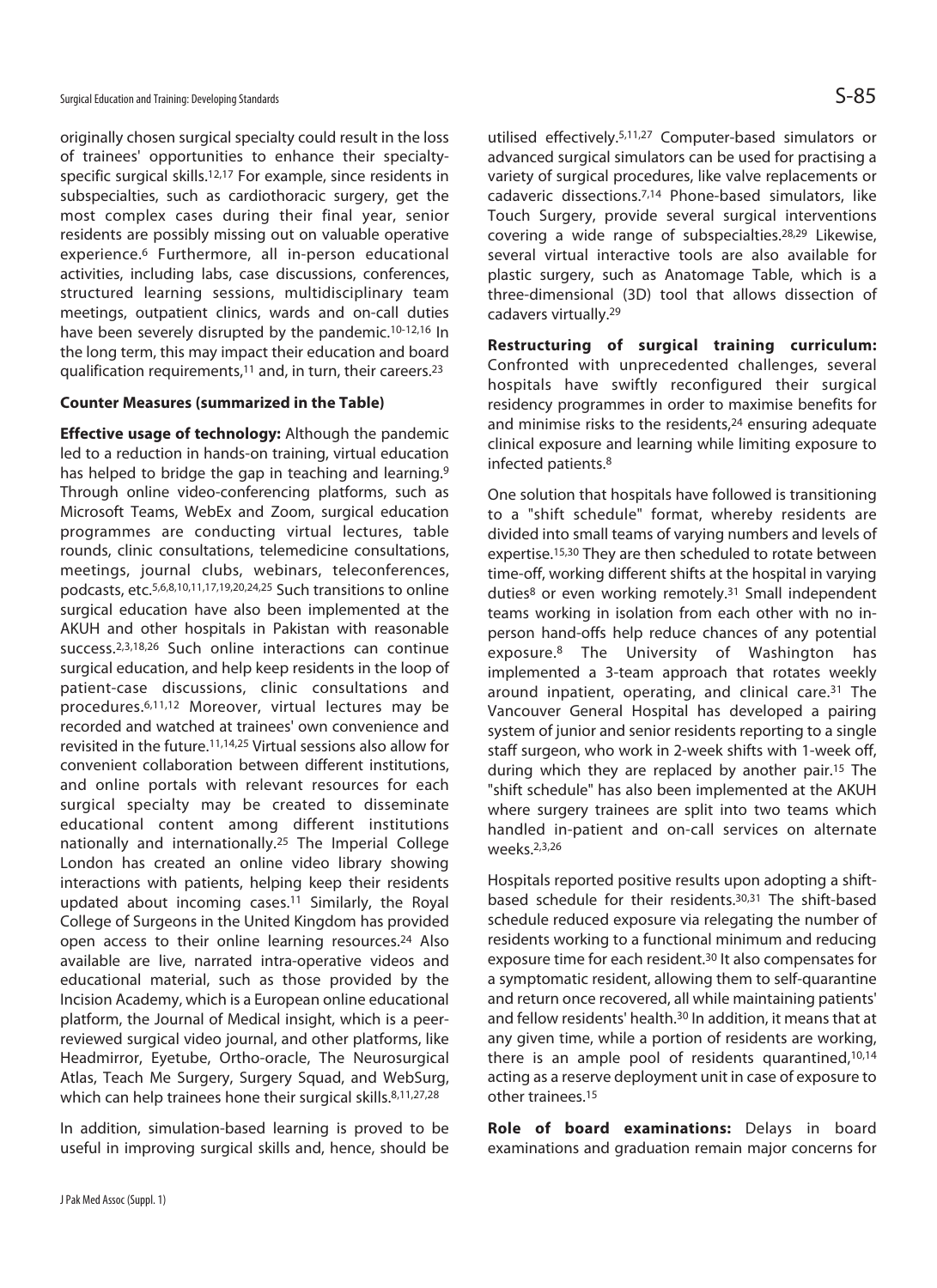originally chosen surgical specialty could result in the loss of trainees' opportunities to enhance their specialty-specific surgical skills.[12,17] For example, since residents in subspecialties, such as cardiothoracic surgery, get the most complex cases during their final year, senior residents are possibly missing out on valuable operative experience.[6] Furthermore, all in-person educational activities, including labs, case discussions, conferences, structured learning sessions, multidisciplinary team meetings, outpatient clinics, wards and on-call duties have been severely disrupted by the pandemic.[10-12,16] In the long term, this may impact their education and board qualification requirements,[11] and, in turn, their careers.[23]

**Counter Measures (summarized in the Table)**

**Effective usage of technology:** Although the pandemic led to a reduction in hands-on training, virtual education has helped to bridge the gap in teaching and learning.[9] Through online video-conferencing platforms, such as Microsoft Teams, WebEx and Zoom, surgical education programmes are conducting virtual lectures, table rounds, clinic consultations, telemedicine consultations, meetings, journal clubs, webinars, teleconferences, podcasts, etc.[5,6,8,10,11,17,19,20,24,25] Such transitions to online surgical education have also been implemented at the AKUH and other hospitals in Pakistan with reasonable success.[2,3,18,26] Such online interactions can continue surgical education, and help keep residents in the loop of patient-case discussions, clinic consultations and procedures.[6,11,12] Moreover, virtual lectures may be recorded and watched at trainees' own convenience and revisited in the future.[11,14,25] Virtual sessions also allow for convenient collaboration between different institutions, and online portals with relevant resources for each surgical specialty may be created to disseminate educational content among different institutions nationally and internationally.[25] The Imperial College London has created an online video library showing interactions with patients, helping keep their residents updated about incoming cases.[11] Similarly, the Royal College of Surgeons in the United Kingdom has provided open access to their online learning resources.[24] Also available are live, narrated intra-operative videos and educational material, such as those provided by the Incision Academy, which is a European online educational platform, the Journal of Medical insight, which is a peer-reviewed surgical video journal, and other platforms, like Headmirror, Eyetube, Ortho-oracle, The Neurosurgical Atlas, Teach Me Surgery, Surgery Squad, and WebSurg, which can help trainees hone their surgical skills.[8,11,27,28]

In addition, simulation-based learning is proved to be useful in improving surgical skills and, hence, should be utilised effectively.[5,11,27] Computer-based simulators or advanced surgical simulators can be used for practising a variety of surgical procedures, like valve replacements or cadaveric dissections.[7,14] Phone-based simulators, like Touch Surgery, provide several surgical interventions covering a wide range of subspecialties.[28,29] Likewise, several virtual interactive tools are also available for plastic surgery, such as Anatomage Table, which is a three-dimensional (3D) tool that allows dissection of cadavers virtually.[29]

**Restructuring of surgical training curriculum:** Confronted with unprecedented challenges, several hospitals have swiftly reconfigured their surgical residency programmes in order to maximise benefits for and minimise risks to the residents,[24] ensuring adequate clinical exposure and learning while limiting exposure to infected patients.[8]

One solution that hospitals have followed is transitioning to a "shift schedule" format, whereby residents are divided into small teams of varying numbers and levels of expertise.[15,30] They are then scheduled to rotate between time-off, working different shifts at the hospital in varying duties[8] or even working remotely.[31] Small independent teams working in isolation from each other with no in-person hand-offs help reduce chances of any potential exposure.[8] The University of Washington has implemented a 3-team approach that rotates weekly around inpatient, operating, and clinical care.[31] The Vancouver General Hospital has developed a pairing system of junior and senior residents reporting to a single staff surgeon, who work in 2-week shifts with 1-week off, during which they are replaced by another pair.[15] The "shift schedule" has also been implemented at the AKUH where surgery trainees are split into two teams which handled in-patient and on-call services on alternate weeks.[2,3,26]

Hospitals reported positive results upon adopting a shift-based schedule for their residents.[30,31] The shift-based schedule reduced exposure via relegating the number of residents working to a functional minimum and reducing exposure time for each resident.[30] It also compensates for a symptomatic resident, allowing them to self-quarantine and return once recovered, all while maintaining patients' and fellow residents' health.[30] In addition, it means that at any given time, while a portion of residents are working, there is an ample pool of residents quarantined,[10,14] acting as a reserve deployment unit in case of exposure to other trainees.[15]

**Role of board examinations:** Delays in board examinations and graduation remain major concerns for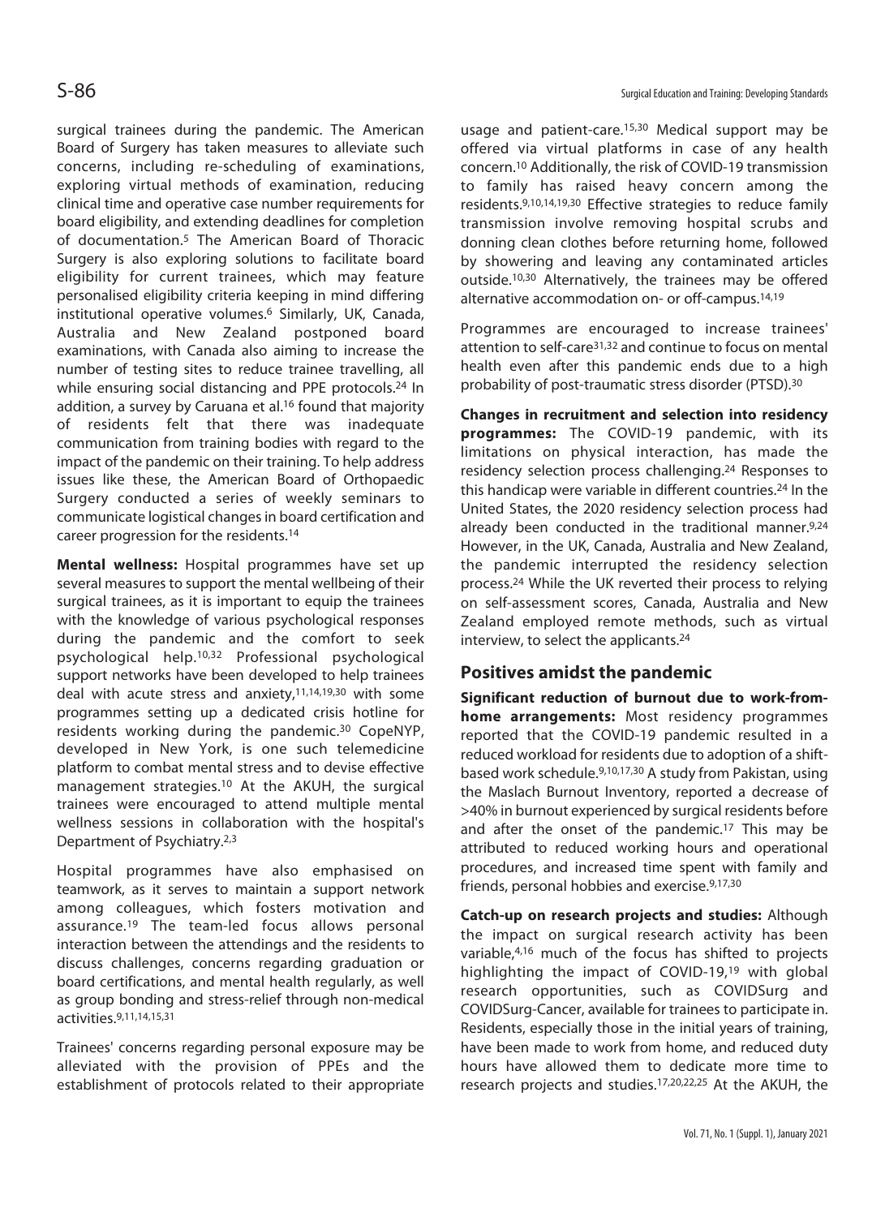surgical trainees during the pandemic. The American Board of Surgery has taken measures to alleviate such concerns, including re-scheduling of examinations, exploring virtual methods of examination, reducing clinical time and operative case number requirements for board eligibility, and extending deadlines for completion of documentation.[5] The American Board of Thoracic Surgery is also exploring solutions to facilitate board eligibility for current trainees, which may feature personalised eligibility criteria keeping in mind differing institutional operative volumes.[6] Similarly, UK, Canada, Australia and New Zealand postponed board examinations, with Canada also aiming to increase the number of testing sites to reduce trainee travelling, all while ensuring social distancing and PPE protocols.[24] In addition, a survey by Caruana et al.[16] found that majority of residents felt that there was inadequate communication from training bodies with regard to the impact of the pandemic on their training. To help address issues like these, the American Board of Orthopaedic Surgery conducted a series of weekly seminars to communicate logistical changes in board certification and career progression for the residents.[14]

**Mental wellness:** Hospital programmes have set up several measures to support the mental wellbeing of their surgical trainees, as it is important to equip the trainees with the knowledge of various psychological responses during the pandemic and the comfort to seek psychological help.[10,32] Professional psychological support networks have been developed to help trainees deal with acute stress and anxiety,[11,14,19,30] with some programmes setting up a dedicated crisis hotline for residents working during the pandemic.[30] CopeNYP, developed in New York, is one such telemedicine platform to combat mental stress and to devise effective management strategies.[10] At the AKUH, the surgical trainees were encouraged to attend multiple mental wellness sessions in collaboration with the hospital's Department of Psychiatry.[2,3]

Hospital programmes have also emphasised on teamwork, as it serves to maintain a support network among colleagues, which fosters motivation and assurance.[19] The team-led focus allows personal interaction between the attendings and the residents to discuss challenges, concerns regarding graduation or board certifications, and mental health regularly, as well as group bonding and stress-relief through non-medical activities.[9,11,14,15,31]

Trainees' concerns regarding personal exposure may be alleviated with the provision of PPEs and the establishment of protocols related to their appropriate usage and patient-care.[15,30] Medical support may be offered via virtual platforms in case of any health concern.[10] Additionally, the risk of COVID-19 transmission to family has raised heavy concern among the residents.[9,10,14,19,30] Effective strategies to reduce family transmission involve removing hospital scrubs and donning clean clothes before returning home, followed by showering and leaving any contaminated articles outside.[10,30] Alternatively, the trainees may be offered alternative accommodation on- or off-campus.[14,19]

Programmes are encouraged to increase trainees' attention to self-care[31,32] and continue to focus on mental health even after this pandemic ends due to a high probability of post-traumatic stress disorder (PTSD).[30]

**Changes in recruitment and selection into residency programmes:** The COVID-19 pandemic, with its limitations on physical interaction, has made the residency selection process challenging.[24] Responses to this handicap were variable in different countries.[24] In the United States, the 2020 residency selection process had already been conducted in the traditional manner.[9,24] However, in the UK, Canada, Australia and New Zealand, the pandemic interrupted the residency selection process.[24] While the UK reverted their process to relying on self-assessment scores, Canada, Australia and New Zealand employed remote methods, such as virtual interview, to select the applicants.[24]

## Positives amidst the pandemic

**Significant reduction of burnout due to work-from-home arrangements:** Most residency programmes reported that the COVID-19 pandemic resulted in a reduced workload for residents due to adoption of a shift-based work schedule.[9,10,17,30] A study from Pakistan, using the Maslach Burnout Inventory, reported a decrease of >40% in burnout experienced by surgical residents before and after the onset of the pandemic.[17] This may be attributed to reduced working hours and operational procedures, and increased time spent with family and friends, personal hobbies and exercise.[9,17,30]

**Catch-up on research projects and studies:** Although the impact on surgical research activity has been variable,[4,16] much of the focus has shifted to projects highlighting the impact of COVID-19,[19] with global research opportunities, such as COVIDSurg and COVIDSurg-Cancer, available for trainees to participate in. Residents, especially those in the initial years of training, have been made to work from home, and reduced duty hours have allowed them to dedicate more time to research projects and studies.[17,20,22,25] At the AKUH, the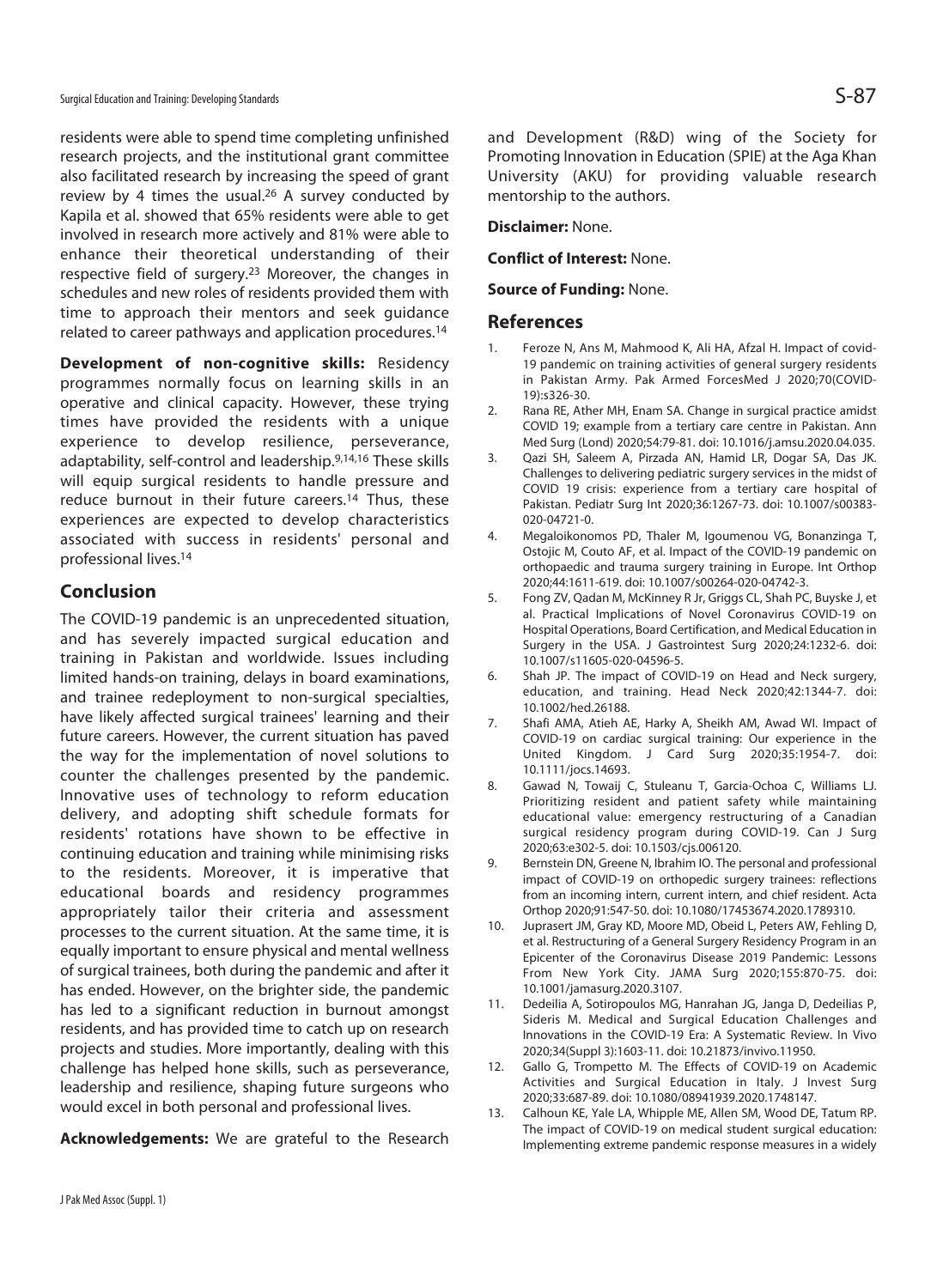residents were able to spend time completing unfinished research projects, and the institutional grant committee also facilitated research by increasing the speed of grant review by 4 times the usual.[26] A survey conducted by Kapila et al. showed that 65% residents were able to get involved in research more actively and 81% were able to enhance their theoretical understanding of their respective field of surgery.[23] Moreover, the changes in schedules and new roles of residents provided them with time to approach their mentors and seek guidance related to career pathways and application procedures.[14]

**Development of non-cognitive skills:** Residency programmes normally focus on learning skills in an operative and clinical capacity. However, these trying times have provided the residents with a unique experience to develop resilience, perseverance, adaptability, self-control and leadership.[9,14,16] These skills will equip surgical residents to handle pressure and reduce burnout in their future careers.[14] Thus, these experiences are expected to develop characteristics associated with success in residents' personal and professional lives.[14]

## Conclusion

The COVID-19 pandemic is an unprecedented situation, and has severely impacted surgical education and training in Pakistan and worldwide. Issues including limited hands-on training, delays in board examinations, and trainee redeployment to non-surgical specialties, have likely affected surgical trainees' learning and their future careers. However, the current situation has paved the way for the implementation of novel solutions to counter the challenges presented by the pandemic. Innovative uses of technology to reform education delivery, and adopting shift schedule formats for residents' rotations have shown to be effective in continuing education and training while minimising risks to the residents. Moreover, it is imperative that educational boards and residency programmes appropriately tailor their criteria and assessment processes to the current situation. At the same time, it is equally important to ensure physical and mental wellness of surgical trainees, both during the pandemic and after it has ended. However, on the brighter side, the pandemic has led to a significant reduction in burnout amongst residents, and has provided time to catch up on research projects and studies. More importantly, dealing with this challenge has helped hone skills, such as perseverance, leadership and resilience, shaping future surgeons who would excel in both personal and professional lives.

**Acknowledgements:** We are grateful to the Research and Development (R&D) wing of the Society for Promoting Innovation in Education (SPIE) at the Aga Khan University (AKU) for providing valuable research mentorship to the authors.

**Disclaimer:** None.

**Conflict of Interest:** None.

**Source of Funding:** None.

## References

1. Feroze N, Ans M, Mahmood K, Ali HA, Afzal H. Impact of covid-19 pandemic on training activities of general surgery residents in Pakistan Army. Pak Armed ForcesMed J 2020;70(COVID-19):s326-30.
2. Rana RE, Ather MH, Enam SA. Change in surgical practice amidst COVID 19; example from a tertiary care centre in Pakistan. Ann Med Surg (Lond) 2020;54:79-81. doi: 10.1016/j.amsu.2020.04.035.
3. Qazi SH, Saleem A, Pirzada AN, Hamid LR, Dogar SA, Das JK. Challenges to delivering pediatric surgery services in the midst of COVID 19 crisis: experience from a tertiary care hospital of Pakistan. Pediatr Surg Int 2020;36:1267-73. doi: 10.1007/s00383-020-04721-0.
4. Megaloikonomos PD, Thaler M, Igoumenou VG, Bonanzinga T, Ostojic M, Couto AF, et al. Impact of the COVID-19 pandemic on orthopaedic and trauma surgery training in Europe. Int Orthop 2020;44:1611-619. doi: 10.1007/s00264-020-04742-3.
5. Fong ZV, Qadan M, McKinney R Jr, Griggs CL, Shah PC, Buyske J, et al. Practical Implications of Novel Coronavirus COVID-19 on Hospital Operations, Board Certification, and Medical Education in Surgery in the USA. J Gastrointest Surg 2020;24:1232-6. doi: 10.1007/s11605-020-04596-5.
6. Shah JP. The impact of COVID-19 on Head and Neck surgery, education, and training. Head Neck 2020;42:1344-7. doi: 10.1002/hed.26188.
7. Shafi AMA, Atieh AE, Harky A, Sheikh AM, Awad WI. Impact of COVID-19 on cardiac surgical training: Our experience in the United Kingdom. J Card Surg 2020;35:1954-7. doi: 10.1111/jocs.14693.
8. Gawad N, Towaij C, Stuleanu T, Garcia-Ochoa C, Williams LJ. Prioritizing resident and patient safety while maintaining educational value: emergency restructuring of a Canadian surgical residency program during COVID-19. Can J Surg 2020;63:e302-5. doi: 10.1503/cjs.006120.
9. Bernstein DN, Greene N, Ibrahim IO. The personal and professional impact of COVID-19 on orthopedic surgery trainees: reflections from an incoming intern, current intern, and chief resident. Acta Orthop 2020;91:547-50. doi: 10.1080/17453674.2020.1789310.
10. Juprasert JM, Gray KD, Moore MD, Obeid L, Peters AW, Fehling D, et al. Restructuring of a General Surgery Residency Program in an Epicenter of the Coronavirus Disease 2019 Pandemic: Lessons From New York City. JAMA Surg 2020;155:870-75. doi: 10.1001/jamasurg.2020.3107.
11. Dedeilia A, Sotiropoulos MG, Hanrahan JG, Janga D, Dedeilias P, Sideris M. Medical and Surgical Education Challenges and Innovations in the COVID-19 Era: A Systematic Review. In Vivo 2020;34(Suppl 3):1603-11. doi: 10.21873/invivo.11950.
12. Gallo G, Trompetto M. The Effects of COVID-19 on Academic Activities and Surgical Education in Italy. J Invest Surg 2020;33:687-89. doi: 10.1080/08941939.2020.1748147.
13. Calhoun KE, Yale LA, Whipple ME, Allen SM, Wood DE, Tatum RP. The impact of COVID-19 on medical student surgical education: Implementing extreme pandemic response measures in a widely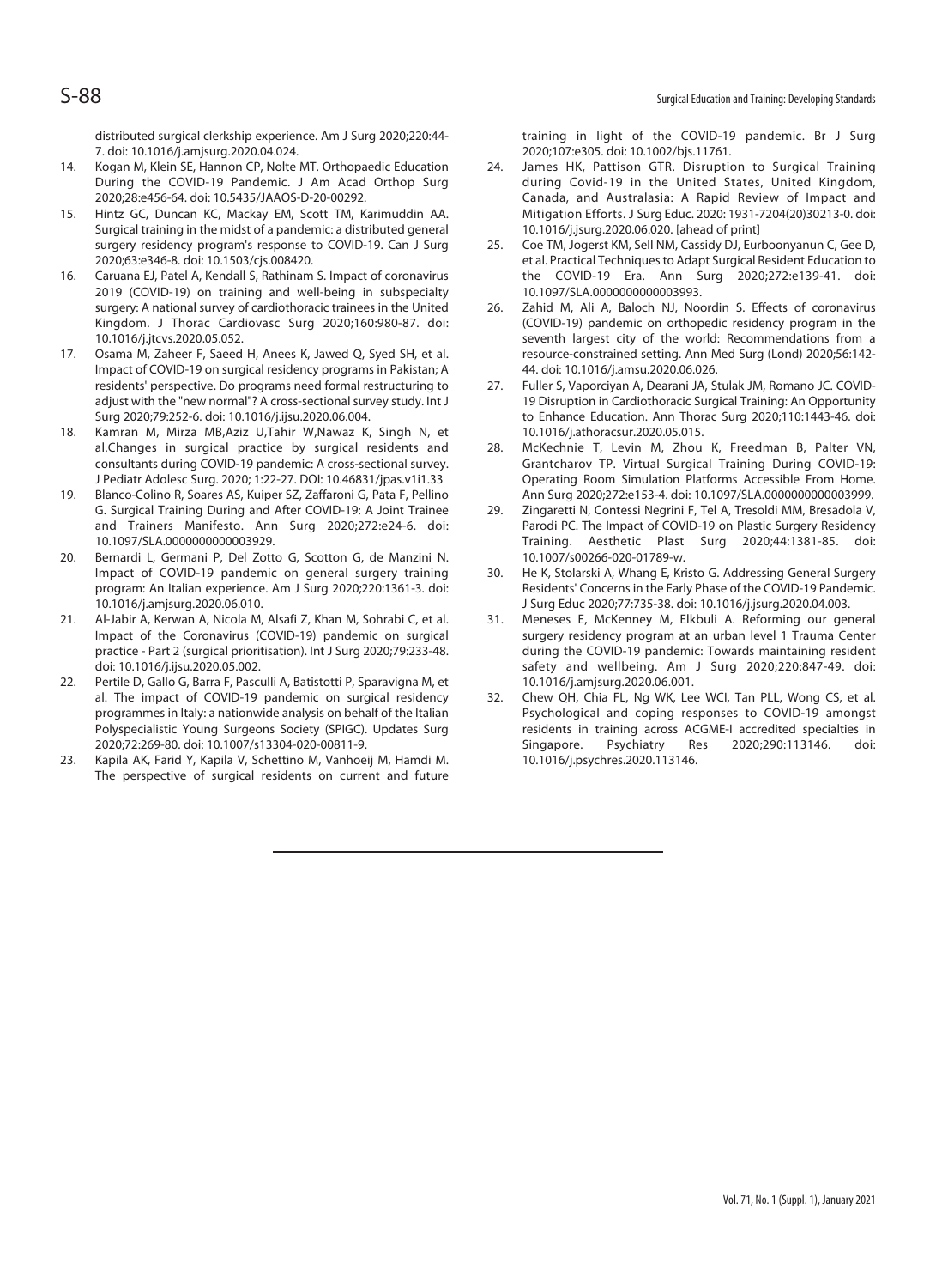distributed surgical clerkship experience. Am J Surg 2020;220:44-7. doi: 10.1016/j.amjsurg.2020.04.024.

14. Kogan M, Klein SE, Hannon CP, Nolte MT. Orthopaedic Education During the COVID-19 Pandemic. J Am Acad Orthop Surg 2020;28:e456-64. doi: 10.5435/JAAOS-D-20-00292.
15. Hintz GC, Duncan KC, Mackay EM, Scott TM, Karimuddin AA. Surgical training in the midst of a pandemic: a distributed general surgery residency program's response to COVID-19. Can J Surg 2020;63:e346-8. doi: 10.1503/cjs.008420.
16. Caruana EJ, Patel A, Kendall S, Rathinam S. Impact of coronavirus 2019 (COVID-19) on training and well-being in subspecialty surgery: A national survey of cardiothoracic trainees in the United Kingdom. J Thorac Cardiovasc Surg 2020;160:980-87. doi: 10.1016/j.jtcvs.2020.05.052.
17. Osama M, Zaheer F, Saeed H, Anees K, Jawed Q, Syed SH, et al. Impact of COVID-19 on surgical residency programs in Pakistan; A residents' perspective. Do programs need formal restructuring to adjust with the "new normal"? A cross-sectional survey study. Int J Surg 2020;79:252-6. doi: 10.1016/j.ijsu.2020.06.004.
18. Kamran M, Mirza MB,Aziz U,Tahir W,Nawaz K, Singh N, et al.Changes in surgical practice by surgical residents and consultants during COVID-19 pandemic: A cross-sectional survey. J Pediatr Adolesc Surg. 2020; 1:22-27. DOI: 10.46831/jpas.v1i1.33
19. Blanco-Colino R, Soares AS, Kuiper SZ, Zaffaroni G, Pata F, Pellino G. Surgical Training During and After COVID-19: A Joint Trainee and Trainers Manifesto. Ann Surg 2020;272:e24-6. doi: 10.1097/SLA.0000000000003929.
20. Bernardi L, Germani P, Del Zotto G, Scotton G, de Manzini N. Impact of COVID-19 pandemic on general surgery training program: An Italian experience. Am J Surg 2020;220:1361-3. doi: 10.1016/j.amjsurg.2020.06.010.
21. Al-Jabir A, Kerwan A, Nicola M, Alsafi Z, Khan M, Sohrabi C, et al. Impact of the Coronavirus (COVID-19) pandemic on surgical practice - Part 2 (surgical prioritisation). Int J Surg 2020;79:233-48. doi: 10.1016/j.ijsu.2020.05.002.
22. Pertile D, Gallo G, Barra F, Pasculli A, Batistotti P, Sparavigna M, et al. The impact of COVID-19 pandemic on surgical residency programmes in Italy: a nationwide analysis on behalf of the Italian Polyspecialistic Young Surgeons Society (SPIGC). Updates Surg 2020;72:269-80. doi: 10.1007/s13304-020-00811-9.
23. Kapila AK, Farid Y, Kapila V, Schettino M, Vanhoeij M, Hamdi M. The perspective of surgical residents on current and future training in light of the COVID-19 pandemic. Br J Surg 2020;107:e305. doi: 10.1002/bjs.11761.
24. James HK, Pattison GTR. Disruption to Surgical Training during Covid-19 in the United States, United Kingdom, Canada, and Australasia: A Rapid Review of Impact and Mitigation Efforts. J Surg Educ. 2020: 1931-7204(20)30213-0. doi: 10.1016/j.jsurg.2020.06.020. [ahead of print]
25. Coe TM, Jogerst KM, Sell NM, Cassidy DJ, Eurboonyanun C, Gee D, et al. Practical Techniques to Adapt Surgical Resident Education to the COVID-19 Era. Ann Surg 2020;272:e139-41. doi: 10.1097/SLA.0000000000003993.
26. Zahid M, Ali A, Baloch NJ, Noordin S. Effects of coronavirus (COVID-19) pandemic on orthopedic residency program in the seventh largest city of the world: Recommendations from a resource-constrained setting. Ann Med Surg (Lond) 2020;56:142-44. doi: 10.1016/j.amsu.2020.06.026.
27. Fuller S, Vaporciyan A, Dearani JA, Stulak JM, Romano JC. COVID-19 Disruption in Cardiothoracic Surgical Training: An Opportunity to Enhance Education. Ann Thorac Surg 2020;110:1443-46. doi: 10.1016/j.athoracsur.2020.05.015.
28. McKechnie T, Levin M, Zhou K, Freedman B, Palter VN, Grantcharov TP. Virtual Surgical Training During COVID-19: Operating Room Simulation Platforms Accessible From Home. Ann Surg 2020;272:e153-4. doi: 10.1097/SLA.0000000000003999.
29. Zingaretti N, Contessi Negrini F, Tel A, Tresoldi MM, Bresadola V, Parodi PC. The Impact of COVID-19 on Plastic Surgery Residency Training. Aesthetic Plast Surg 2020;44:1381-85. doi: 10.1007/s00266-020-01789-w.
30. He K, Stolarski A, Whang E, Kristo G. Addressing General Surgery Residents' Concerns in the Early Phase of the COVID-19 Pandemic. J Surg Educ 2020;77:735-38. doi: 10.1016/j.jsurg.2020.04.003.
31. Meneses E, McKenney M, Elkbuli A. Reforming our general surgery residency program at an urban level 1 Trauma Center during the COVID-19 pandemic: Towards maintaining resident safety and wellbeing. Am J Surg 2020;220:847-49. doi: 10.1016/j.amjsurg.2020.06.001.
32. Chew QH, Chia FL, Ng WK, Lee WCI, Tan PLL, Wong CS, et al. Psychological and coping responses to COVID-19 amongst residents in training across ACGME-I accredited specialties in Singapore. Psychiatry Res 2020;290:113146. doi: 10.1016/j.psychres.2020.113146.